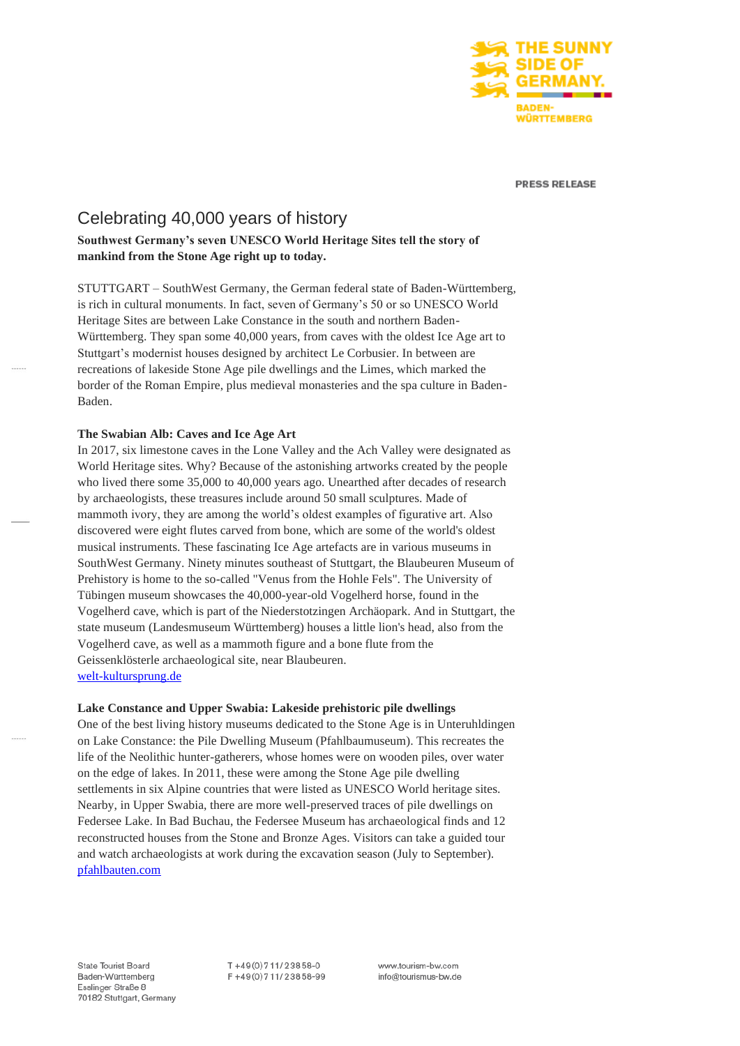THE SUNNY SIDE OF GERMANY.
BADEN-WÜRTTEMBERG

PRESS RELEASE

# Celebrating 40,000 years of history

**Southwest Germany's seven UNESCO World Heritage Sites tell the story of mankind from the Stone Age right up to today.**

STUTTGART – SouthWest Germany, the German federal state of Baden-Württemberg, is rich in cultural monuments. In fact, seven of Germany's 50 or so UNESCO World Heritage Sites are between Lake Constance in the south and northern Baden-Württemberg. They span some 40,000 years, from caves with the oldest Ice Age art to Stuttgart's modernist houses designed by architect Le Corbusier. In between are recreations of lakeside Stone Age pile dwellings and the Limes, which marked the border of the Roman Empire, plus medieval monasteries and the spa culture in Baden-Baden.

**The Swabian Alb: Caves and Ice Age Art**
In 2017, six limestone caves in the Lone Valley and the Ach Valley were designated as World Heritage sites. Why? Because of the astonishing artworks created by the people who lived there some 35,000 to 40,000 years ago. Unearthed after decades of research by archaeologists, these treasures include around 50 small sculptures. Made of mammoth ivory, they are among the world's oldest examples of figurative art. Also discovered were eight flutes carved from bone, which are some of the world's oldest musical instruments. These fascinating Ice Age artefacts are in various museums in SouthWest Germany. Ninety minutes southeast of Stuttgart, the Blaubeuren Museum of Prehistory is home to the so-called "Venus from the Hohle Fels". The University of Tübingen museum showcases the 40,000-year-old Vogelherd horse, found in the Vogelherd cave, which is part of the Niederstotzingen Archäopark. And in Stuttgart, the state museum (Landesmuseum Württemberg) houses a little lion's head, also from the Vogelherd cave, as well as a mammoth figure and a bone flute from the Geissenklösterle archaeological site, near Blaubeuren.
[welt-kultursprung.de](welt-kultursprung.de)

**Lake Constance and Upper Swabia: Lakeside prehistoric pile dwellings**
One of the best living history museums dedicated to the Stone Age is in Unteruhldingen on Lake Constance: the Pile Dwelling Museum (Pfahlbaumuseum). This recreates the life of the Neolithic hunter-gatherers, whose homes were on wooden piles, over water on the edge of lakes. In 2011, these were among the Stone Age pile dwelling settlements in six Alpine countries that were listed as UNESCO World heritage sites. Nearby, in Upper Swabia, there are more well-preserved traces of pile dwellings on Federsee Lake. In Bad Buchau, the Federsee Museum has archaeological finds and 12 reconstructed houses from the Stone and Bronze Ages. Visitors can take a guided tour and watch archaeologists at work during the excavation season (July to September).
[pfahlbauten.com](pfahlbauten.com)

State Tourist Board
Baden-Württemberg
Esslinger Straße 8
70182 Stuttgart, Germany

T +49(0)711/23858-0
F +49(0)711/23858-99

www.tourism-bw.com
info@tourismus-bw.de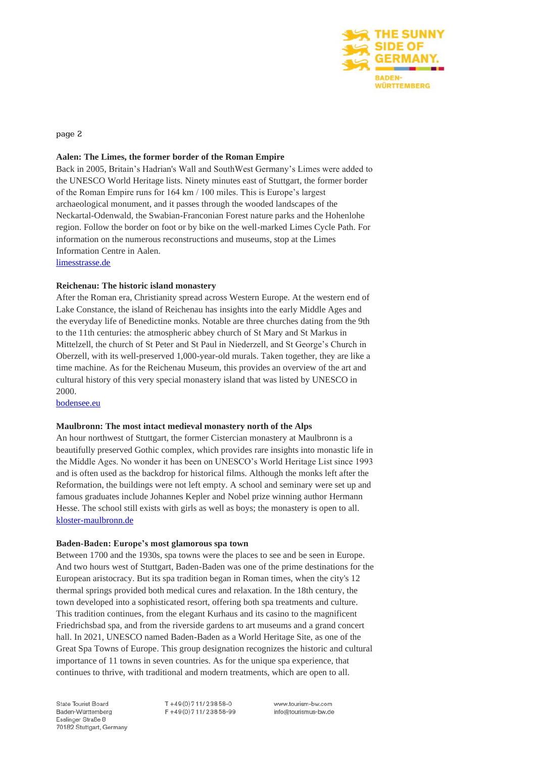**Aalen: The Limes, the former border of the Roman Empire**

Back in 2005, Britain's Hadrian's Wall and SouthWest Germany's Limes were added to the UNESCO World Heritage lists. Ninety minutes east of Stuttgart, the former border of the Roman Empire runs for 164 km / 100 miles. This is Europe's largest archaeological monument, and it passes through the wooded landscapes of the Neckartal-Odenwald, the Swabian-Franconian Forest nature parks and the Hohenlohe region. Follow the border on foot or by bike on the well-marked Limes Cycle Path. For information on the numerous reconstructions and museums, stop at the Limes Information Centre in Aalen.

limesstrasse.de

**Reichenau: The historic island monastery**

After the Roman era, Christianity spread across Western Europe. At the western end of Lake Constance, the island of Reichenau has insights into the early Middle Ages and the everyday life of Benedictine monks. Notable are three churches dating from the 9th to the 11th centuries: the atmospheric abbey church of St Mary and St Markus in Mittelzell, the church of St Peter and St Paul in Niederzell, and St George's Church in Oberzell, with its well-preserved 1,000-year-old murals. Taken together, they are like a time machine. As for the Reichenau Museum, this provides an overview of the art and cultural history of this very special monastery island that was listed by UNESCO in 2000.

bodensee.eu

**Maulbronn: The most intact medieval monastery north of the Alps**

An hour northwest of Stuttgart, the former Cistercian monastery at Maulbronn is a beautifully preserved Gothic complex, which provides rare insights into monastic life in the Middle Ages. No wonder it has been on UNESCO's World Heritage List since 1993 and is often used as the backdrop for historical films. Although the monks left after the Reformation, the buildings were not left empty. A school and seminary were set up and famous graduates include Johannes Kepler and Nobel prize winning author Hermann Hesse. The school still exists with girls as well as boys; the monastery is open to all.

kloster-maulbronn.de

**Baden-Baden: Europe's most glamorous spa town**

Between 1700 and the 1930s, spa towns were the places to see and be seen in Europe. And two hours west of Stuttgart, Baden-Baden was one of the prime destinations for the European aristocracy. But its spa tradition began in Roman times, when the city's 12 thermal springs provided both medical cures and relaxation. In the 18th century, the town developed into a sophisticated resort, offering both spa treatments and culture. This tradition continues, from the elegant Kurhaus and its casino to the magnificent Friedrichsbad spa, and from the riverside gardens to art museums and a grand concert hall. In 2021, UNESCO named Baden-Baden as a World Heritage Site, as one of the Great Spa Towns of Europe. This group designation recognizes the historic and cultural importance of 11 towns in seven countries. As for the unique spa experience, that continues to thrive, with traditional and modern treatments, which are open to all.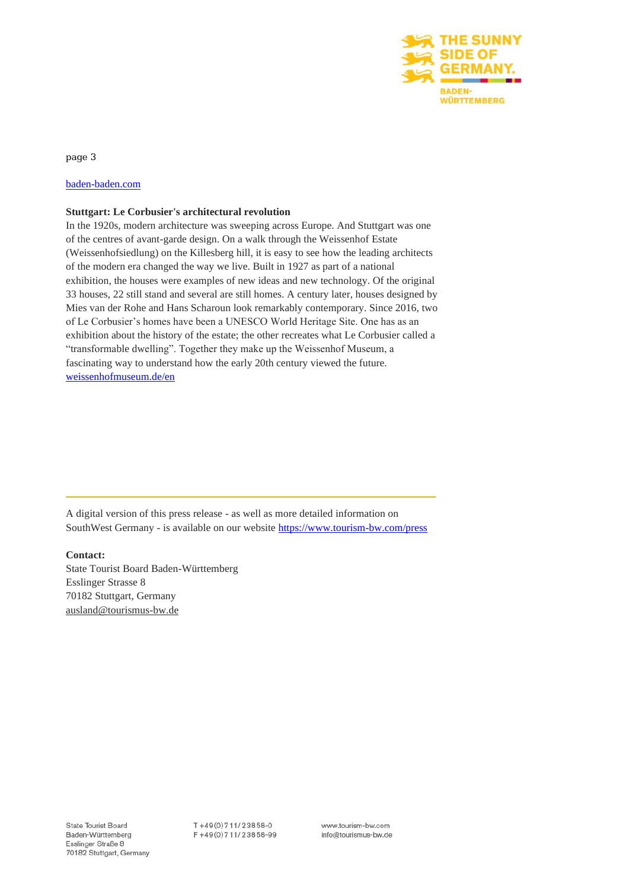[baden-baden.com](baden-baden.com)

**Stuttgart: Le Corbusier's architectural revolution**

In the 1920s, modern architecture was sweeping across Europe. And Stuttgart was one of the centres of avant-garde design. On a walk through the Weissenhof Estate (Weissenhofsiedlung) on the Killesberg hill, it is easy to see how the leading architects of the modern era changed the way we live. Built in 1927 as part of a national exhibition, the houses were examples of new ideas and new technology. Of the original 33 houses, 22 still stand and several are still homes. A century later, houses designed by Mies van der Rohe and Hans Scharoun look remarkably contemporary. Since 2016, two of Le Corbusier's homes have been a UNESCO World Heritage Site. One has as an exhibition about the history of the estate; the other recreates what Le Corbusier called a "transformable dwelling". Together they make up the Weissenhof Museum, a fascinating way to understand how the early 20th century viewed the future.
[weissenhofmuseum.de/en](weissenhofmuseum.de/en)

---

A digital version of this press release - as well as more detailed information on SouthWest Germany - is available on our website [https://www.tourism-bw.com/press](https://www.tourism-bw.com/press)

**Contact:**
State Tourist Board Baden-Württemberg
Esslinger Strasse 8
70182 Stuttgart, Germany
ausland@tourismus-bw.de